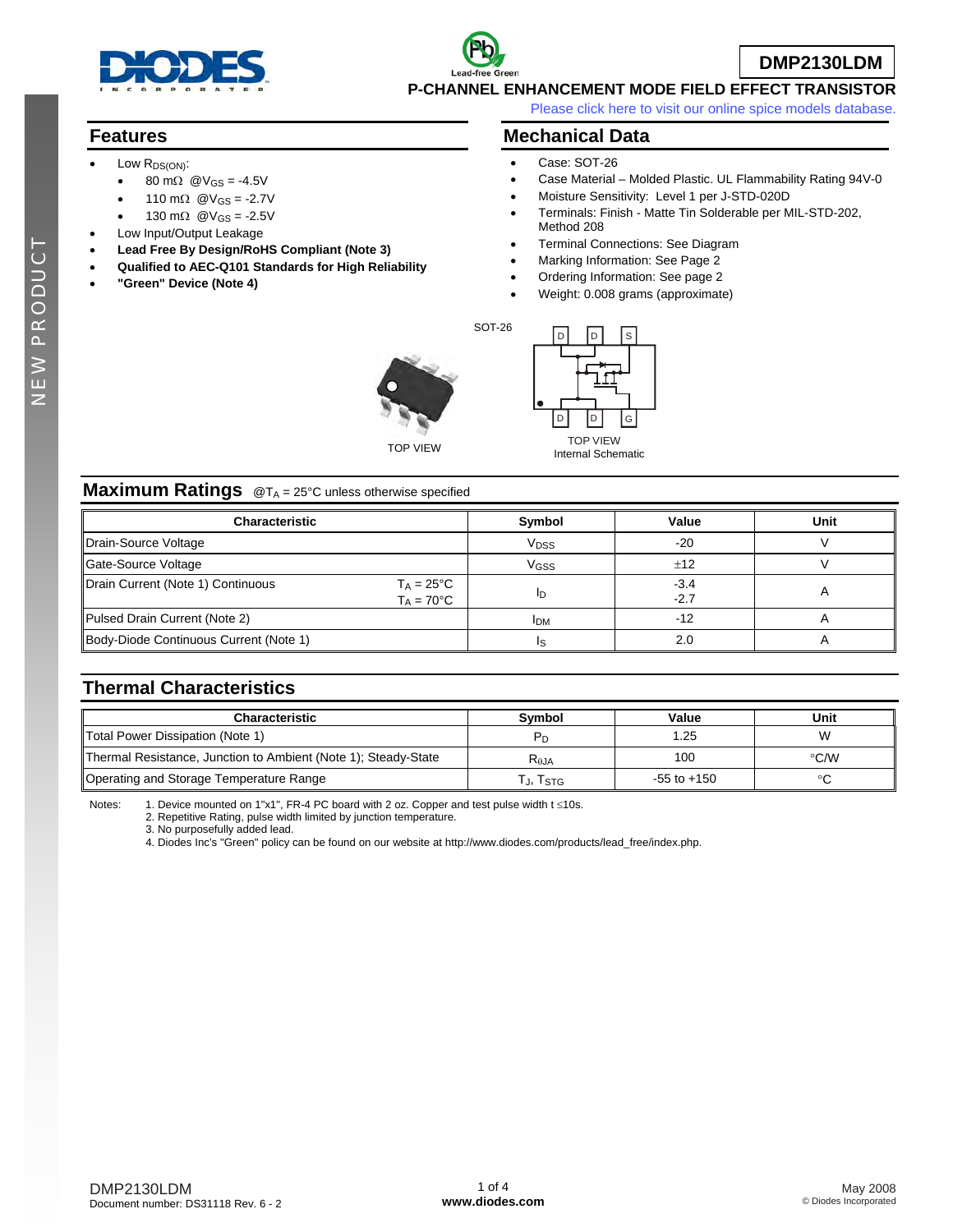# DMP2130LDM

## P-CHANNEL ENHANCEMENT MODE FIELD EFFECT TRANSISTOR

Please click here to visit our online spice models database.

## Features

- Low $R_{DS(ON)}$:
  - 80 mΩ @$V_{GS}$ = -4.5V
  - 110 mΩ @$V_{GS}$ = -2.7V
  - 130 mΩ @$V_{GS}$ = -2.5V
- Low Input/Output Leakage
- **Lead Free By Design/RoHS Compliant (Note 3)**
- **Qualified to AEC-Q101 Standards for High Reliability**
- **"Green" Device (Note 4)**

## Mechanical Data

- Case: SOT-26
- Case Material – Molded Plastic. UL Flammability Rating 94V-0
- Moisture Sensitivity: Level 1 per J-STD-020D
- Terminals: Finish - Matte Tin Solderable per MIL-STD-202, Method 208
- Terminal Connections: See Diagram
- Marking Information: See Page 2
- Ordering Information: See page 2
- Weight: 0.008 grams (approximate)

SOT-26

TOP VIEW

D D S

D D G

TOP VIEW
Internal Schematic

## Maximum Ratings @$T_A$ = 25°C unless otherwise specified

| Characteristic | | Symbol | Value | Unit |
|---|---|---|---|---|
| Drain-Source Voltage | | $V_{DSS}$ | -20 | V |
| Gate-Source Voltage | | $V_{GSS}$ | ±12 | V |
| Drain Current (Note 1) Continuous | $T_A$ = 25°C<br>$T_A$ = 70°C | $I_D$ | -3.4<br>-2.7 | A |
| Pulsed Drain Current (Note 2) | | $I_{DM}$ | -12 | A |
| Body-Diode Continuous Current (Note 1) | | $I_S$ | 2.0 | A |

## Thermal Characteristics

| Characteristic | Symbol | Value | Unit |
|---|---|---|---|
| Total Power Dissipation (Note 1) | $P_D$ | 1.25 | W |
| Thermal Resistance, Junction to Ambient (Note 1); Steady-State | $R_{\theta JA}$ | 100 | °C/W |
| Operating and Storage Temperature Range | $T_J$, $T_{STG}$ | -55 to +150 | °C |

Notes:
1. Device mounted on 1"x1", FR-4 PC board with 2 oz. Copper and test pulse width t ≤10s.
2. Repetitive Rating, pulse width limited by junction temperature.
3. No purposefully added lead.
4. Diodes Inc's "Green" policy can be found on our website at http://www.diodes.com/products/lead_free/index.php.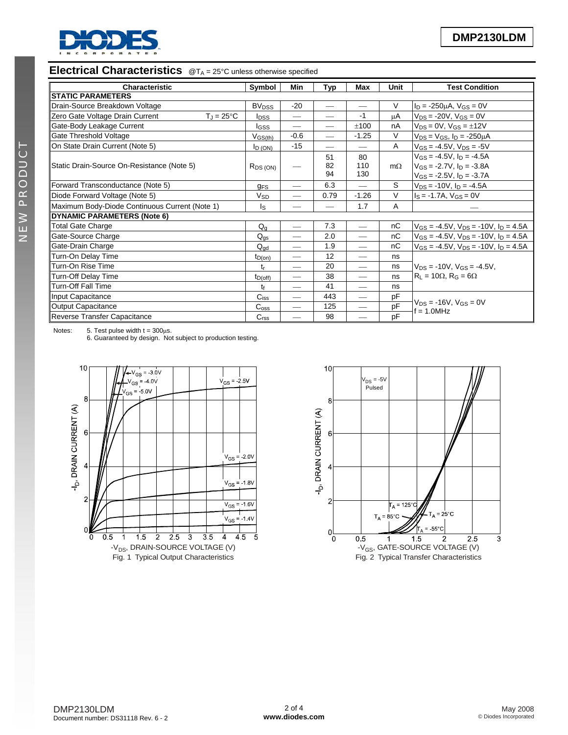## Electrical Characteristics @$T_A$ = 25°C unless otherwise specified

| Characteristic | Symbol | Min | Typ | Max | Unit | Test Condition |
|---|---|---|---|---|---|---|
| **STATIC PARAMETERS** | | | | | | |
| Drain-Source Breakdown Voltage | $BV_{DSS}$ | -20 | — | — | V | $I_D$ = -250μA, $V_{GS}$ = 0V |
| Zero Gate Voltage Drain Current $T_J$ = 25°C | $I_{DSS}$ | — | — | -1 | μA | $V_{DS}$ = -20V, $V_{GS}$ = 0V |
| Gate-Body Leakage Current | $I_{GSS}$ | — | — | ±100 | nA | $V_{DS}$ = 0V, $V_{GS}$ = ±12V |
| Gate Threshold Voltage | $V_{GS(th)}$ | -0.6 | — | -1.25 | V | $V_{DS}$ = $V_{GS}$, $I_D$ = -250μA |
| On State Drain Current (Note 5) | $I_{D(ON)}$ | -15 | — | — | A | $V_{GS}$ = -4.5V, $V_{DS}$ = -5V |
| Static Drain-Source On-Resistance (Note 5) | $R_{DS(ON)}$ | — | 51<br>82<br>94 | 80<br>110<br>130 | mΩ | $V_{GS}$ = -4.5V, $I_D$ = -4.5A<br>$V_{GS}$ = -2.7V, $I_D$ = -3.8A<br>$V_{GS}$ = -2.5V, $I_D$ = -3.7A |
| Forward Transconductance (Note 5) | $g_{FS}$ | — | 6.3 | — | S | $V_{DS}$ = -10V, $I_D$ = -4.5A |
| Diode Forward Voltage (Note 5) | $V_{SD}$ | — | 0.79 | -1.26 | V | $I_S$ = -1.7A, $V_{GS}$ = 0V |
| Maximum Body-Diode Continuous Current (Note 1) | $I_S$ | — | — | 1.7 | A | — |
| **DYNAMIC PARAMETERS (Note 6)** | | | | | | |
| Total Gate Charge | $Q_g$ | — | 7.3 | — | nC | $V_{GS}$ = -4.5V, $V_{DS}$ = -10V, $I_D$ = 4.5A |
| Gate-Source Charge | $Q_{gs}$ | — | 2.0 | — | nC | $V_{GS}$ = -4.5V, $V_{DS}$ = -10V, $I_D$ = 4.5A |
| Gate-Drain Charge | $Q_{gd}$ | — | 1.9 | — | nC | $V_{GS}$ = -4.5V, $V_{DS}$ = -10V, $I_D$ = 4.5A |
| Turn-On Delay Time | $t_{D(on)}$ | — | 12 | — | ns | $V_{DS}$ = -10V, $V_{GS}$ = -4.5V, $R_L$ = 10Ω, $R_G$ = 6Ω |
| Turn-On Rise Time | $t_r$ | — | 20 | — | ns | |
| Turn-Off Delay Time | $t_{D(off)}$ | — | 38 | — | ns | |
| Turn-Off Fall Time | $t_f$ | — | 41 | — | ns | |
| Input Capacitance | $C_{iss}$ | — | 443 | — | pF | $V_{DS}$ = -16V, $V_{GS}$ = 0V f = 1.0MHz |
| Output Capacitance | $C_{oss}$ | — | 125 | — | pF | |
| Reverse Transfer Capacitance | $C_{rss}$ | — | 98 | — | pF | |

Notes: 5. Test pulse width t = 300μs.
6. Guaranteed by design. Not subject to production testing.

Fig. 1 Typical Output Characteristics

Fig. 2 Typical Transfer Characteristics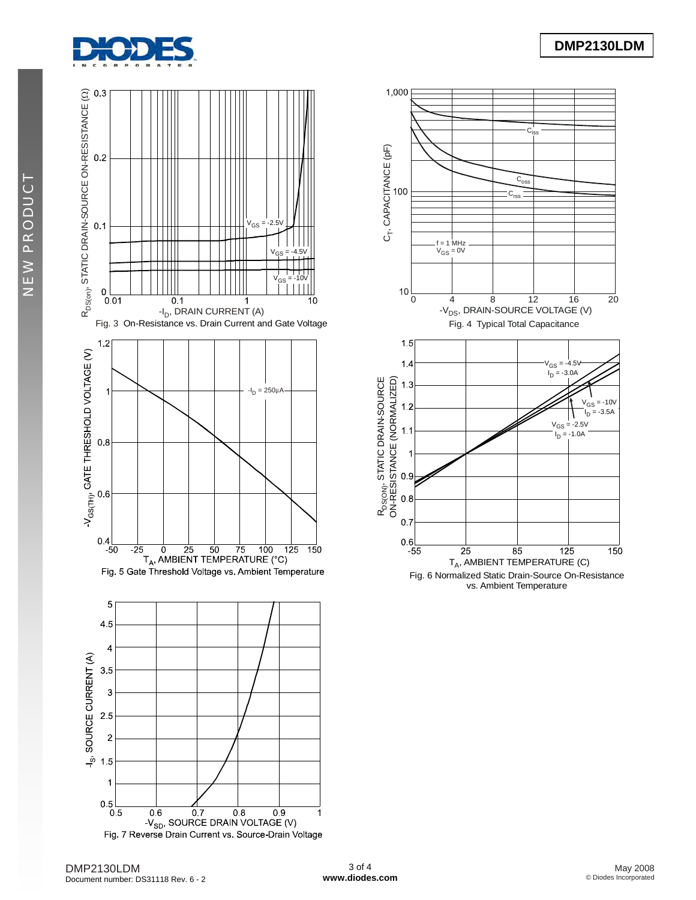Fig. 3 On-Resistance vs. Drain Current and Gate Voltage

Fig. 4 Typical Total Capacitance

Fig. 5 Gate Threshold Voltage vs. Ambient Temperature

Fig. 6 Normalized Static Drain-Source On-Resistance vs. Ambient Temperature

Fig. 7 Reverse Drain Current vs. Source-Drain Voltage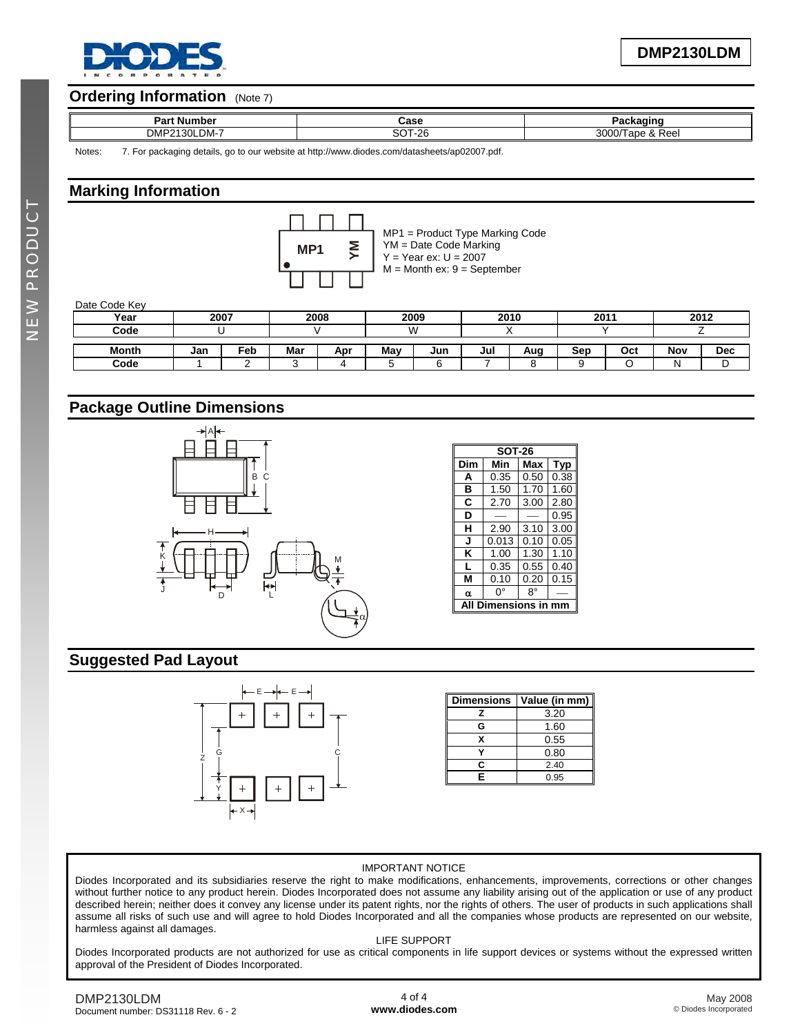## Ordering Information (Note 7)

| Part Number | Case | Packaging |
|---|---|---|
| DMP2130LDM-7 | SOT-26 | 3000/Tape & Reel |

Notes: 7. For packaging details, go to our website at http://www.diodes.com/datasheets/ap02007.pdf.

## Marking Information

MP1

YM

MP1 = Product Type Marking Code
YM = Date Code Marking
Y = Year ex: U = 2007
M = Month ex: 9 = September

Date Code Key

| Year | 2007 | 2008 | 2009 | 2010 | 2011 | 2012 |
|---|---|---|---|---|---|---|
| Code | U | V | W | X | Y | Z |

| Month | Jan | Feb | Mar | Apr | May | Jun | Jul | Aug | Sep | Oct | Nov | Dec |
|---|---|---|---|---|---|---|---|---|---|---|---|---|
| Code | 1 | 2 | 3 | 4 | 5 | 6 | 7 | 8 | 9 | O | N | D |

## Package Outline Dimensions

A
B C
H
K
J
D
L
M
α

| SOT-26 | | | |
|---|---|---|---|
| **Dim** | **Min** | **Max** | **Typ** |
| A | 0.35 | 0.50 | 0.38 |
| B | 1.50 | 1.70 | 1.60 |
| C | 2.70 | 3.00 | 2.80 |
| D | — | — | 0.95 |
| H | 2.90 | 3.10 | 3.00 |
| J | 0.013 | 0.10 | 0.05 |
| K | 1.00 | 1.30 | 1.10 |
| L | 0.35 | 0.55 | 0.40 |
| M | 0.10 | 0.20 | 0.15 |
| α | 0° | 8° | — |
| All Dimensions in mm | | | |

## Suggested Pad Layout

E E
Z G C
Y
X

| Dimensions | Value (in mm) |
|---|---|
| Z | 3.20 |
| G | 1.60 |
| X | 0.55 |
| Y | 0.80 |
| C | 2.40 |
| E | 0.95 |

IMPORTANT NOTICE

Diodes Incorporated and its subsidiaries reserve the right to make modifications, enhancements, improvements, corrections or other changes without further notice to any product herein. Diodes Incorporated does not assume any liability arising out of the application or use of any product described herein; neither does it convey any license under its patent rights, nor the rights of others. The user of products in such applications shall assume all risks of such use and will agree to hold Diodes Incorporated and all the companies whose products are represented on our website, harmless against all damages.

LIFE SUPPORT

Diodes Incorporated products are not authorized for use as critical components in life support devices or systems without the expressed written approval of the President of Diodes Incorporated.